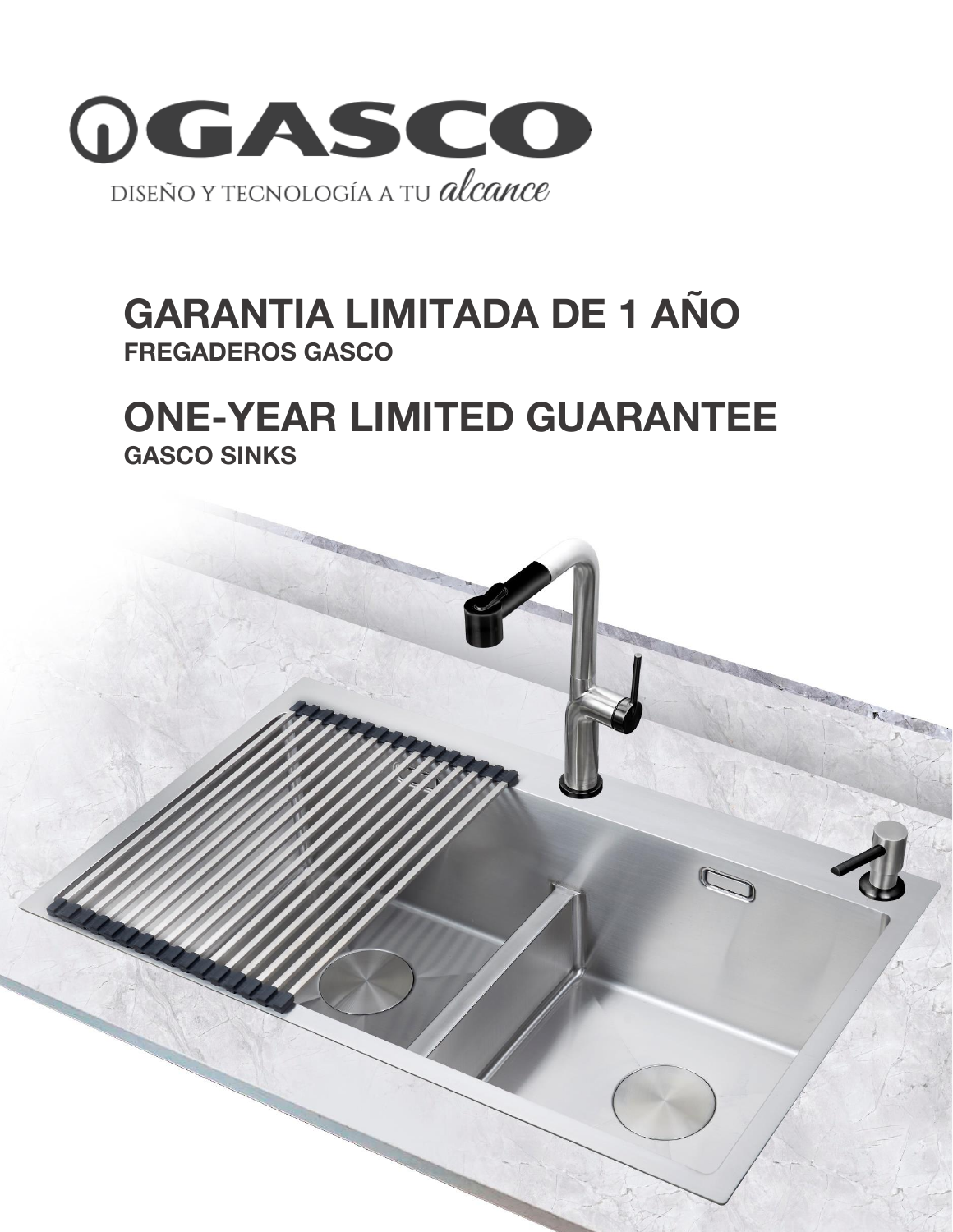GASCO

DISEÑO Y TECNOLOGÍA A TU *alcance*

# GARANTIA LIMITADA DE 1 AÑO

**FREGADEROS GASCO**

# ONE-YEAR LIMITED GUARANTEE

**GASCO SINKS**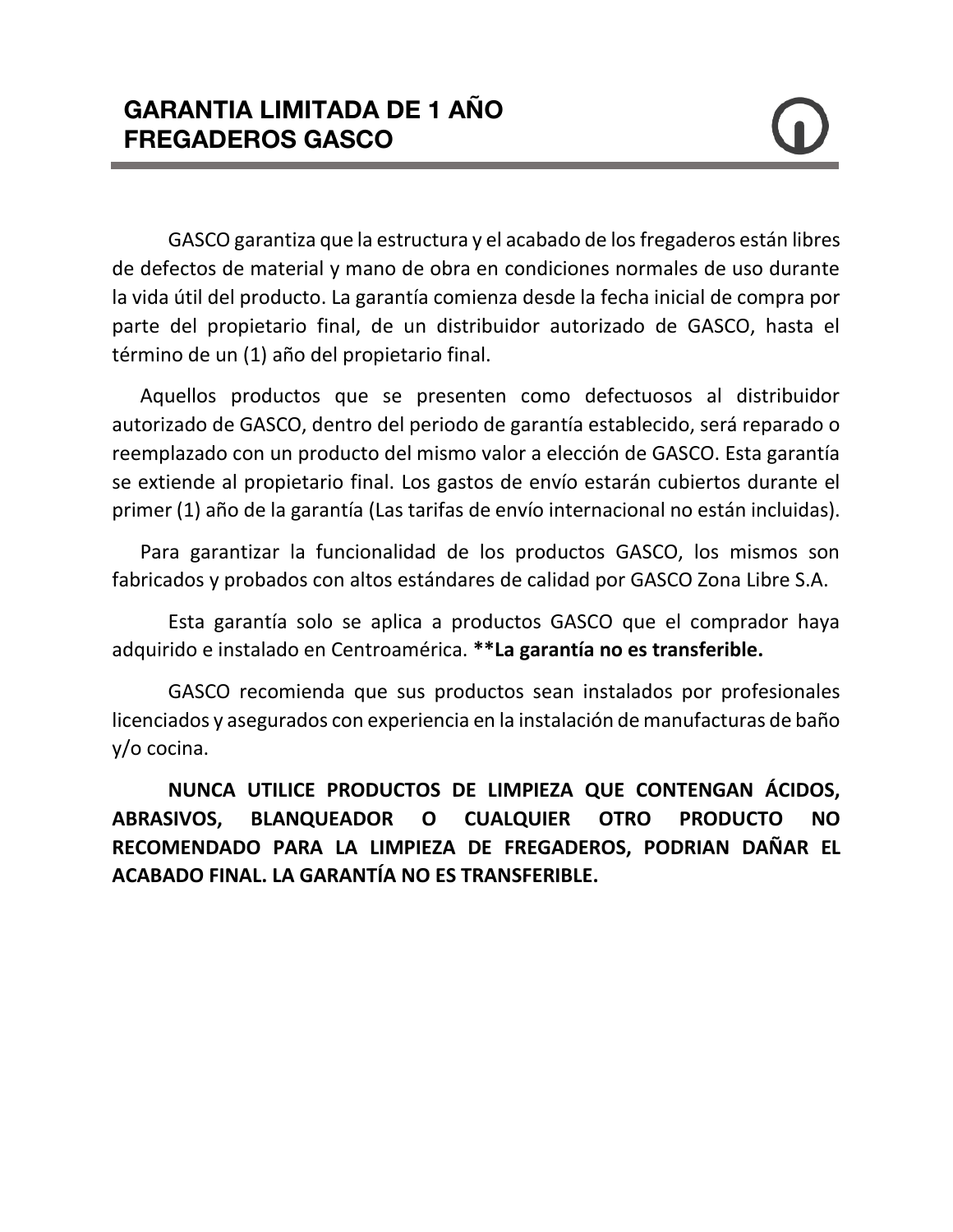# GARANTIA LIMITADA DE 1 AÑO
# FREGADEROS GASCO

GASCO garantiza que la estructura y el acabado de los fregaderos están libres de defectos de material y mano de obra en condiciones normales de uso durante la vida útil del producto. La garantía comienza desde la fecha inicial de compra por parte del propietario final, de un distribuidor autorizado de GASCO, hasta el término de un (1) año del propietario final.

Aquellos productos que se presenten como defectuosos al distribuidor autorizado de GASCO, dentro del periodo de garantía establecido, será reparado o reemplazado con un producto del mismo valor a elección de GASCO. Esta garantía se extiende al propietario final. Los gastos de envío estarán cubiertos durante el primer (1) año de la garantía (Las tarifas de envío internacional no están incluidas).

Para garantizar la funcionalidad de los productos GASCO, los mismos son fabricados y probados con altos estándares de calidad por GASCO Zona Libre S.A.

Esta garantía solo se aplica a productos GASCO que el comprador haya adquirido e instalado en Centroamérica. **\*\*La garantía no es transferible.**

GASCO recomienda que sus productos sean instalados por profesionales licenciados y asegurados con experiencia en la instalación de manufacturas de baño y/o cocina.

**NUNCA UTILICE PRODUCTOS DE LIMPIEZA QUE CONTENGAN ÁCIDOS, ABRASIVOS, BLANQUEADOR O CUALQUIER OTRO PRODUCTO NO RECOMENDADO PARA LA LIMPIEZA DE FREGADEROS, PODRIAN DAÑAR EL ACABADO FINAL. LA GARANTÍA NO ES TRANSFERIBLE.**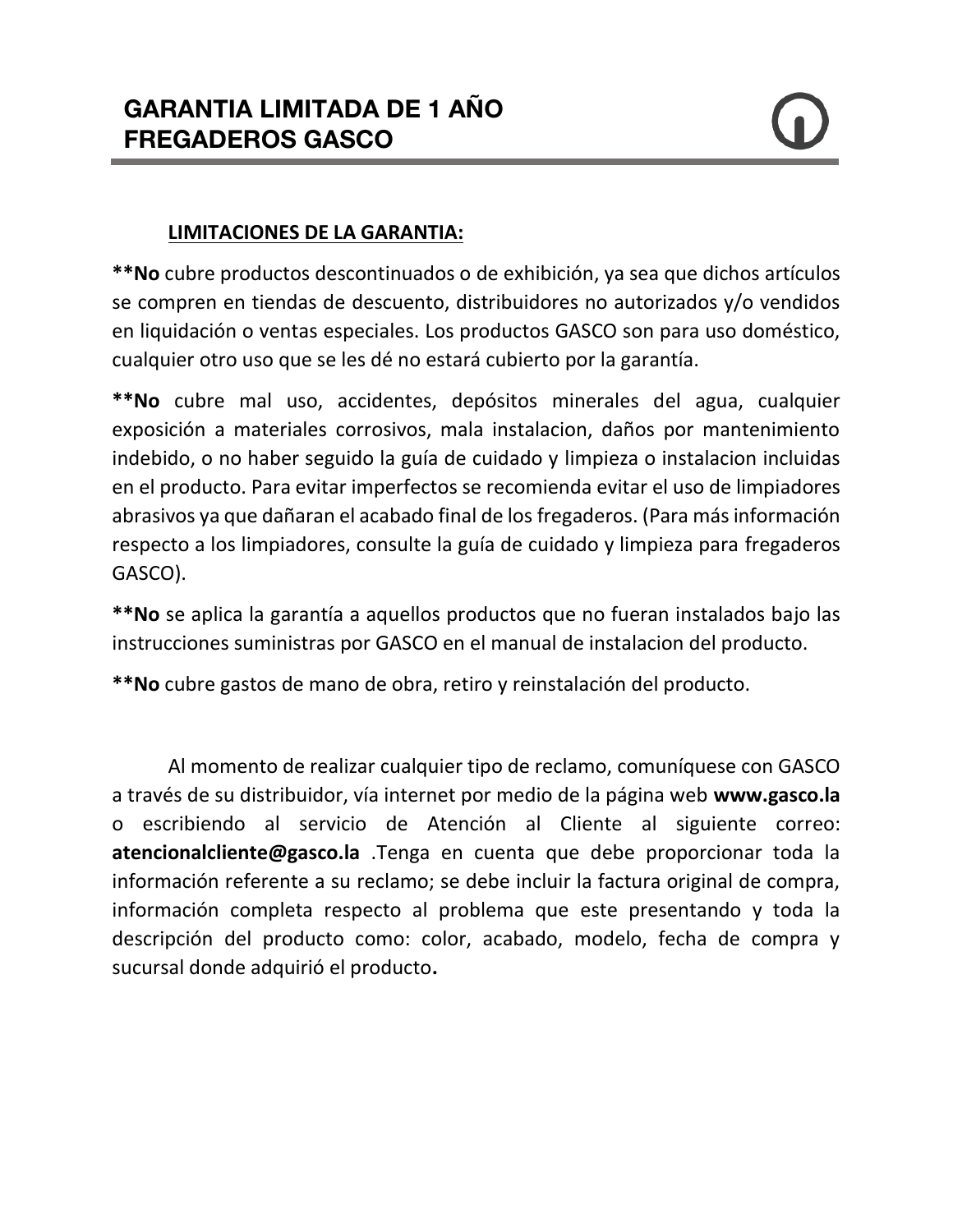# GARANTIA LIMITADA DE 1 AÑO FREGADEROS GASCO

**LIMITACIONES DE LA GARANTIA:**

****No** cubre productos descontinuados o de exhibición, ya sea que dichos artículos se compren en tiendas de descuento, distribuidores no autorizados y/o vendidos en liquidación o ventas especiales. Los productos GASCO son para uso doméstico, cualquier otro uso que se les dé no estará cubierto por la garantía.

****No** cubre mal uso, accidentes, depósitos minerales del agua, cualquier exposición a materiales corrosivos, mala instalacion, daños por mantenimiento indebido, o no haber seguido la guía de cuidado y limpieza o instalacion incluidas en el producto. Para evitar imperfectos se recomienda evitar el uso de limpiadores abrasivos ya que dañaran el acabado final de los fregaderos. (Para más información respecto a los limpiadores, consulte la guía de cuidado y limpieza para fregaderos GASCO).

****No** se aplica la garantía a aquellos productos que no fueran instalados bajo las instrucciones suministras por GASCO en el manual de instalacion del producto.

****No** cubre gastos de mano de obra, retiro y reinstalación del producto.

Al momento de realizar cualquier tipo de reclamo, comuníquese con GASCO a través de su distribuidor, vía internet por medio de la página web **www.gasco.la** o escribiendo al servicio de Atención al Cliente al siguiente correo: **atencionalcliente@gasco.la** .Tenga en cuenta que debe proporcionar toda la información referente a su reclamo; se debe incluir la factura original de compra, información completa respecto al problema que este presentando y toda la descripción del producto como: color, acabado, modelo, fecha de compra y sucursal donde adquirió el producto**.**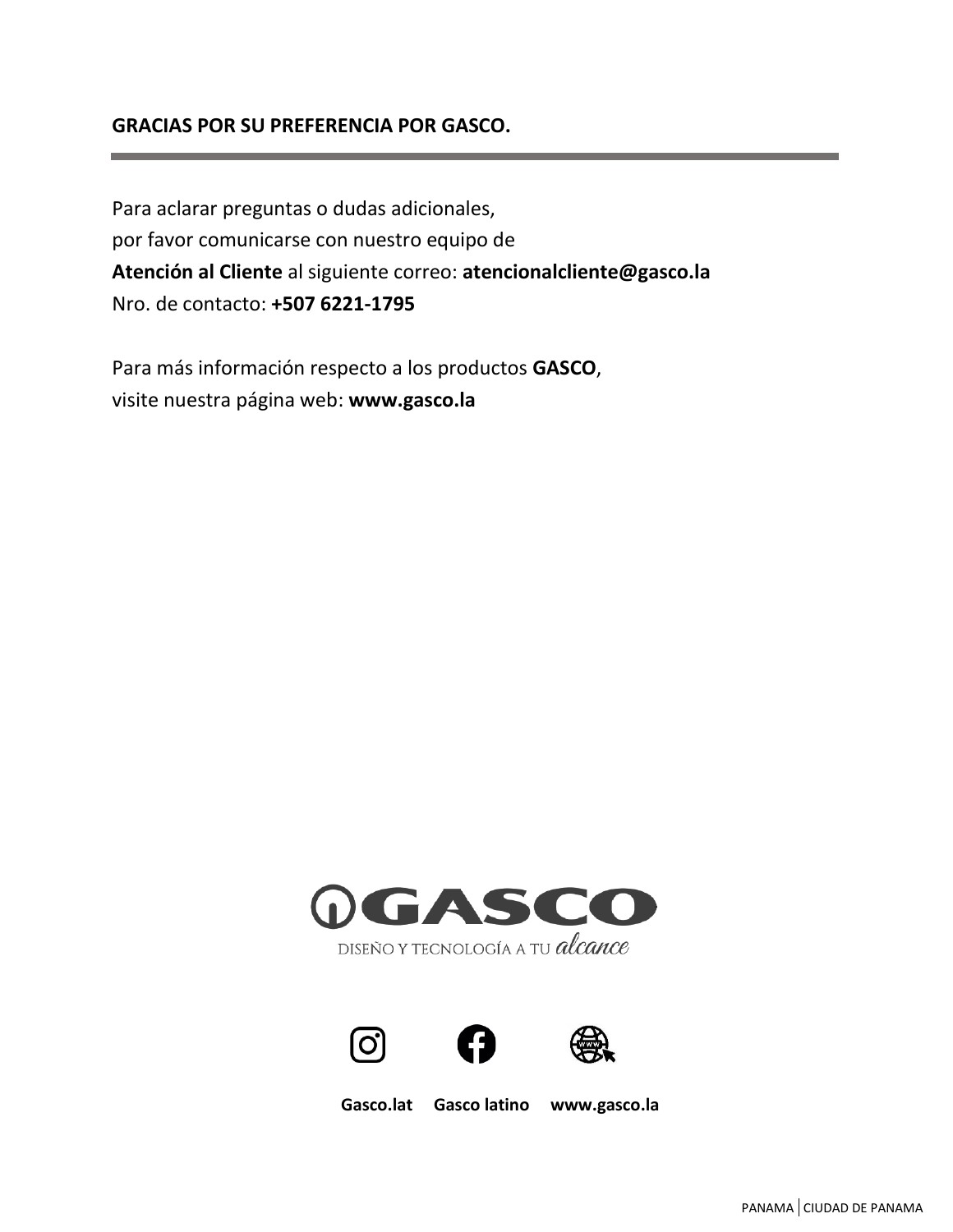**GRACIAS POR SU PREFERENCIA POR GASCO.**

---

Para aclarar preguntas o dudas adicionales,
por favor comunicarse con nuestro equipo de
**Atención al Cliente** al siguiente correo: **atencionalcliente@gasco.la**
Nro. de contacto: **+507 6221-1795**

Para más información respecto a los productos **GASCO**,
visite nuestra página web: **www.gasco.la**

GASCO
DISEÑO Y TECNOLOGÍA A TU *alcance*

**Gasco.lat** **Gasco latino** **www.gasco.la**

PANAMA | CIUDAD DE PANAMA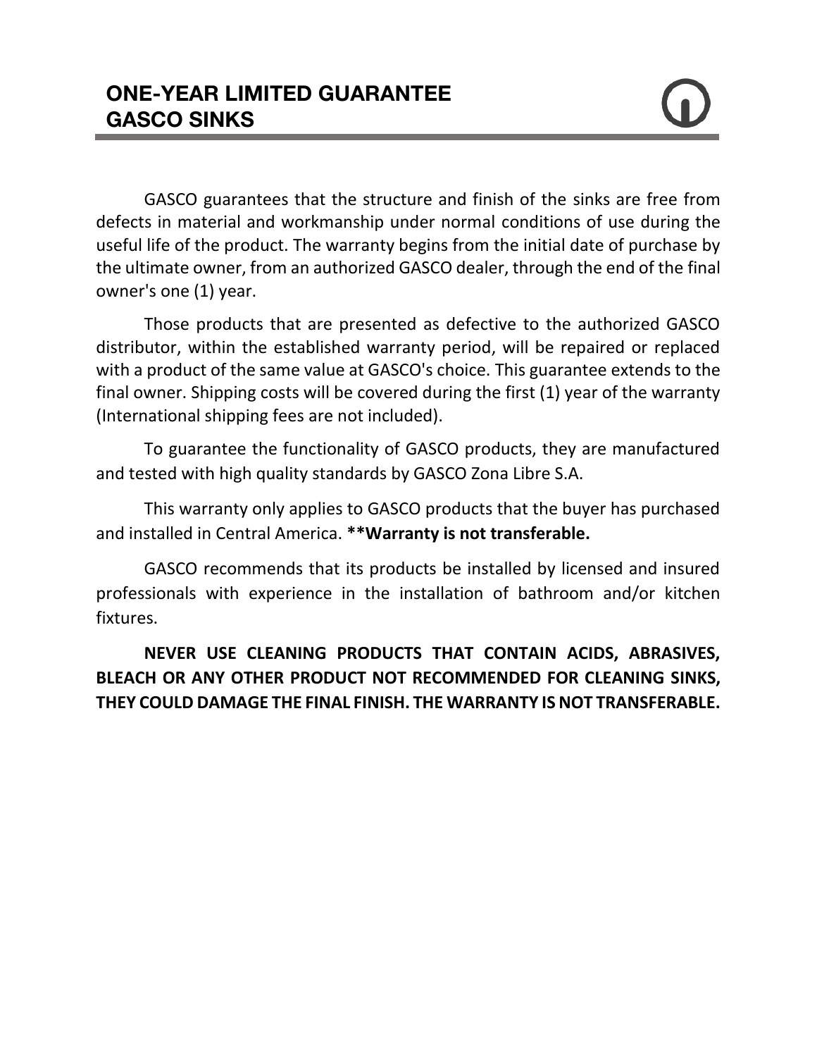# ONE-YEAR LIMITED GUARANTEE GASCO SINKS

GASCO guarantees that the structure and finish of the sinks are free from defects in material and workmanship under normal conditions of use during the useful life of the product. The warranty begins from the initial date of purchase by the ultimate owner, from an authorized GASCO dealer, through the end of the final owner's one (1) year.

Those products that are presented as defective to the authorized GASCO distributor, within the established warranty period, will be repaired or replaced with a product of the same value at GASCO's choice. This guarantee extends to the final owner. Shipping costs will be covered during the first (1) year of the warranty (International shipping fees are not included).

To guarantee the functionality of GASCO products, they are manufactured and tested with high quality standards by GASCO Zona Libre S.A.

This warranty only applies to GASCO products that the buyer has purchased and installed in Central America. **\*\*Warranty is not transferable.**

GASCO recommends that its products be installed by licensed and insured professionals with experience in the installation of bathroom and/or kitchen fixtures.

**NEVER USE CLEANING PRODUCTS THAT CONTAIN ACIDS, ABRASIVES, BLEACH OR ANY OTHER PRODUCT NOT RECOMMENDED FOR CLEANING SINKS, THEY COULD DAMAGE THE FINAL FINISH. THE WARRANTY IS NOT TRANSFERABLE.**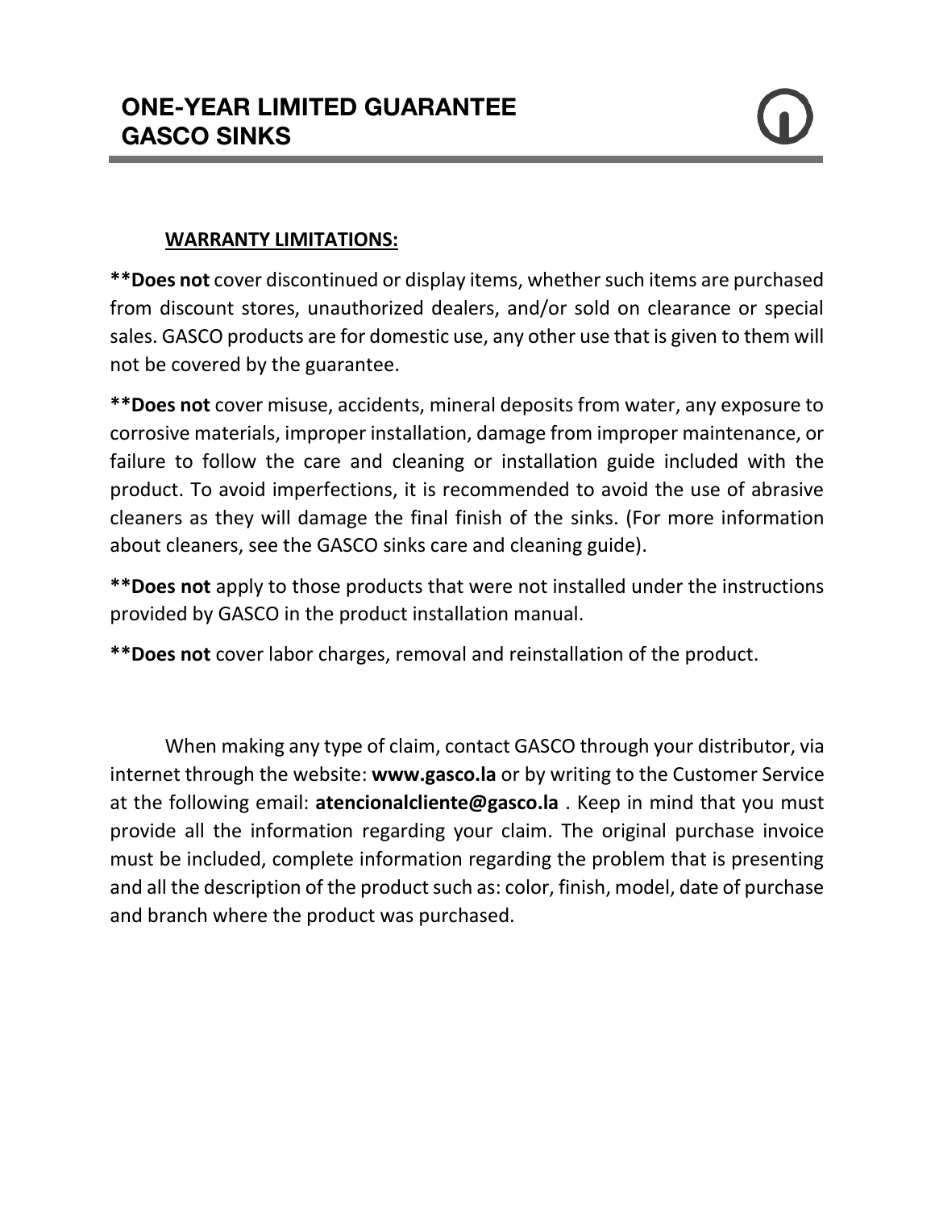# ONE-YEAR LIMITED GUARANTEE
# GASCO SINKS

**WARRANTY LIMITATIONS:**

****Does not** cover discontinued or display items, whether such items are purchased from discount stores, unauthorized dealers, and/or sold on clearance or special sales. GASCO products are for domestic use, any other use that is given to them will not be covered by the guarantee.

****Does not** cover misuse, accidents, mineral deposits from water, any exposure to corrosive materials, improper installation, damage from improper maintenance, or failure to follow the care and cleaning or installation guide included with the product. To avoid imperfections, it is recommended to avoid the use of abrasive cleaners as they will damage the final finish of the sinks. (For more information about cleaners, see the GASCO sinks care and cleaning guide).

****Does not** apply to those products that were not installed under the instructions provided by GASCO in the product installation manual.

****Does not** cover labor charges, removal and reinstallation of the product.

When making any type of claim, contact GASCO through your distributor, via internet through the website: **www.gasco.la** or by writing to the Customer Service at the following email: **atencionalcliente@gasco.la** . Keep in mind that you must provide all the information regarding your claim. The original purchase invoice must be included, complete information regarding the problem that is presenting and all the description of the product such as: color, finish, model, date of purchase and branch where the product was purchased.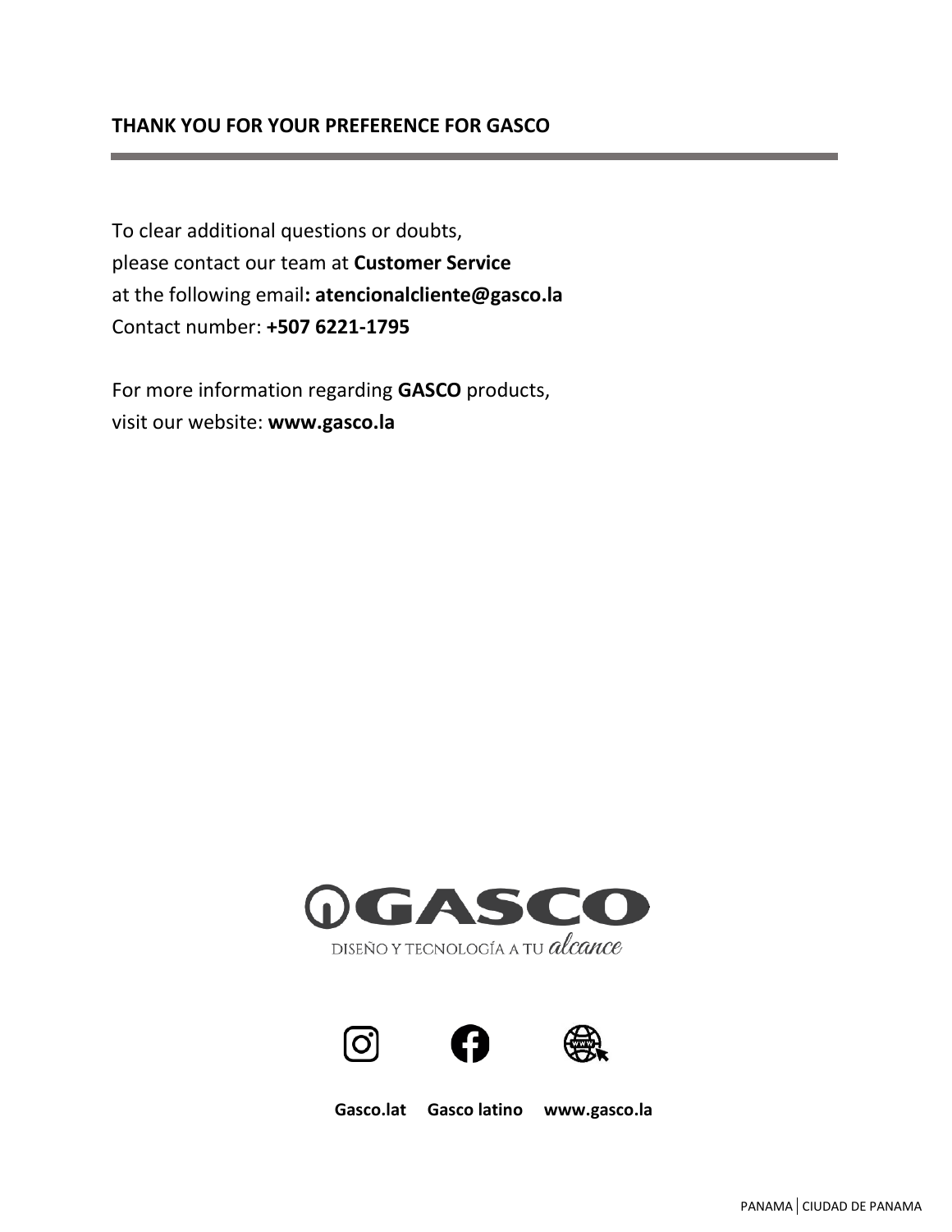## THANK YOU FOR YOUR PREFERENCE FOR GASCO

To clear additional questions or doubts,
please contact our team at **Customer Service**
at the following email**: atencionalcliente@gasco.la**
Contact number: **+507 6221-1795**

For more information regarding **GASCO** products,
visit our website: **www.gasco.la**

GASCO
DISEÑO Y TECNOLOGÍA A TU *alcance*

**Gasco.lat** **Gasco latino** **www.gasco.la**

PANAMA | CIUDAD DE PANAMA